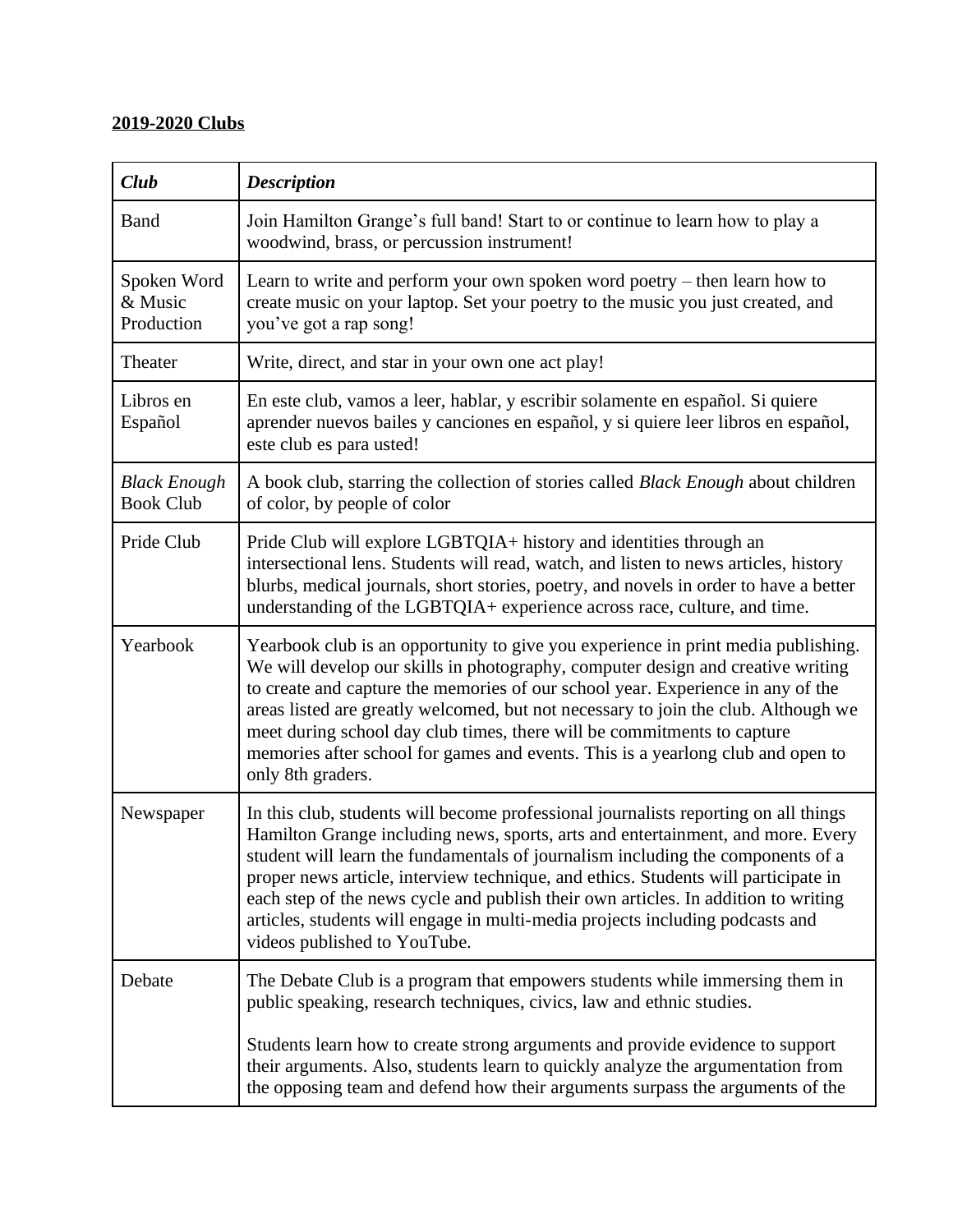**<u>2019-2020 Clubs</u>**

| ***Club*** | ***Description*** |
|---|---|
| Band | Join Hamilton Grange's full band! Start to or continue to learn how to play a woodwind, brass, or percussion instrument! |
| Spoken Word & Music Production | Learn to write and perform your own spoken word poetry – then learn how to create music on your laptop. Set your poetry to the music you just created, and you've got a rap song! |
| Theater | Write, direct, and star in your own one act play! |
| Libros en Español | En este club, vamos a leer, hablar, y escribir solamente en español. Si quiere aprender nuevos bailes y canciones en español, y si quiere leer libros en español, este club es para usted! |
| *Black Enough* Book Club | A book club, starring the collection of stories called *Black Enough* about children of color, by people of color |
| Pride Club | Pride Club will explore LGBTQIA+ history and identities through an intersectional lens. Students will read, watch, and listen to news articles, history blurbs, medical journals, short stories, poetry, and novels in order to have a better understanding of the LGBTQIA+ experience across race, culture, and time. |
| Yearbook | Yearbook club is an opportunity to give you experience in print media publishing. We will develop our skills in photography, computer design and creative writing to create and capture the memories of our school year. Experience in any of the areas listed are greatly welcomed, but not necessary to join the club. Although we meet during school day club times, there will be commitments to capture memories after school for games and events. This is a yearlong club and open to only 8th graders. |
| Newspaper | In this club, students will become professional journalists reporting on all things Hamilton Grange including news, sports, arts and entertainment, and more. Every student will learn the fundamentals of journalism including the components of a proper news article, interview technique, and ethics. Students will participate in each step of the news cycle and publish their own articles. In addition to writing articles, students will engage in multi-media projects including podcasts and videos published to YouTube. |
| Debate | The Debate Club is a program that empowers students while immersing them in public speaking, research techniques, civics, law and ethnic studies.<br><br>Students learn how to create strong arguments and provide evidence to support their arguments. Also, students learn to quickly analyze the argumentation from the opposing team and defend how their arguments surpass the arguments of the |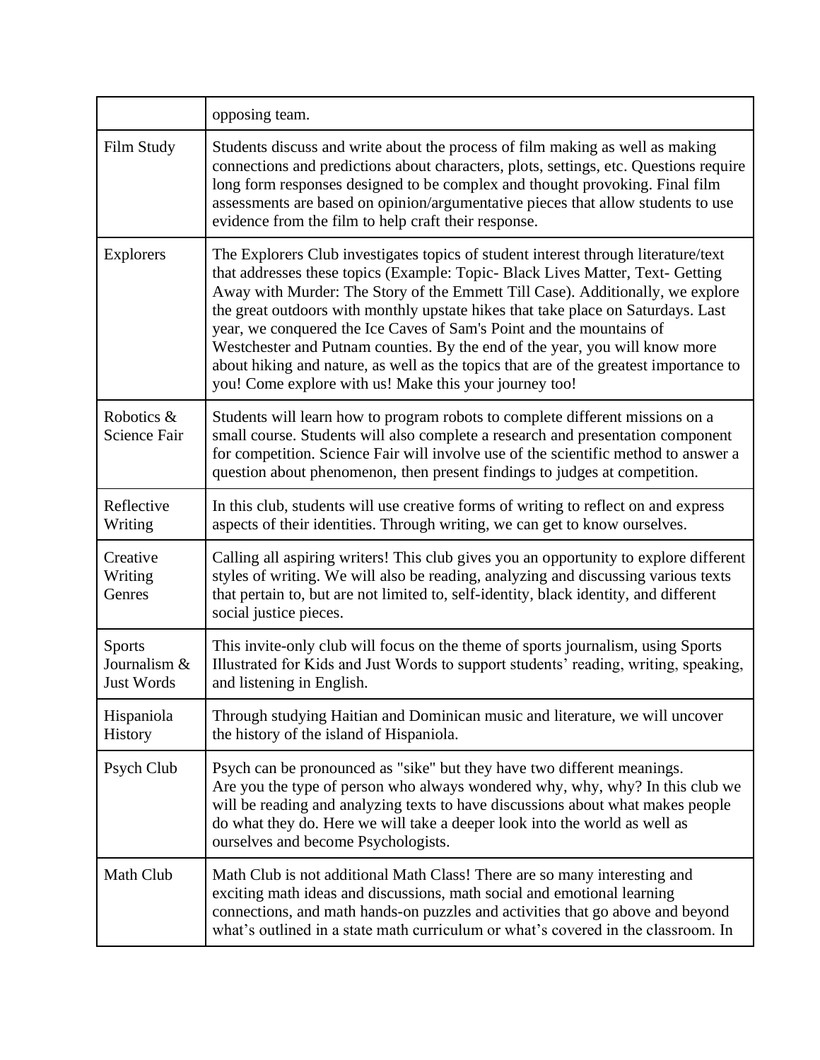| | |
|---|---|
| | opposing team. |
| Film Study | Students discuss and write about the process of film making as well as making connections and predictions about characters, plots, settings, etc. Questions require long form responses designed to be complex and thought provoking. Final film assessments are based on opinion/argumentative pieces that allow students to use evidence from the film to help craft their response. |
| Explorers | The Explorers Club investigates topics of student interest through literature/text that addresses these topics (Example: Topic- Black Lives Matter, Text- Getting Away with Murder: The Story of the Emmett Till Case). Additionally, we explore the great outdoors with monthly upstate hikes that take place on Saturdays. Last year, we conquered the Ice Caves of Sam's Point and the mountains of Westchester and Putnam counties. By the end of the year, you will know more about hiking and nature, as well as the topics that are of the greatest importance to you! Come explore with us! Make this your journey too! |
| Robotics & Science Fair | Students will learn how to program robots to complete different missions on a small course. Students will also complete a research and presentation component for competition. Science Fair will involve use of the scientific method to answer a question about phenomenon, then present findings to judges at competition. |
| Reflective Writing | In this club, students will use creative forms of writing to reflect on and express aspects of their identities. Through writing, we can get to know ourselves. |
| Creative Writing Genres | Calling all aspiring writers! This club gives you an opportunity to explore different styles of writing. We will also be reading, analyzing and discussing various texts that pertain to, but are not limited to, self-identity, black identity, and different social justice pieces. |
| Sports Journalism & Just Words | This invite-only club will focus on the theme of sports journalism, using Sports Illustrated for Kids and Just Words to support students' reading, writing, speaking, and listening in English. |
| Hispaniola History | Through studying Haitian and Dominican music and literature, we will uncover the history of the island of Hispaniola. |
| Psych Club | Psych can be pronounced as "sike" but they have two different meanings. Are you the type of person who always wondered why, why, why? In this club we will be reading and analyzing texts to have discussions about what makes people do what they do. Here we will take a deeper look into the world as well as ourselves and become Psychologists. |
| Math Club | Math Club is not additional Math Class! There are so many interesting and exciting math ideas and discussions, math social and emotional learning connections, and math hands-on puzzles and activities that go above and beyond what's outlined in a state math curriculum or what's covered in the classroom. In |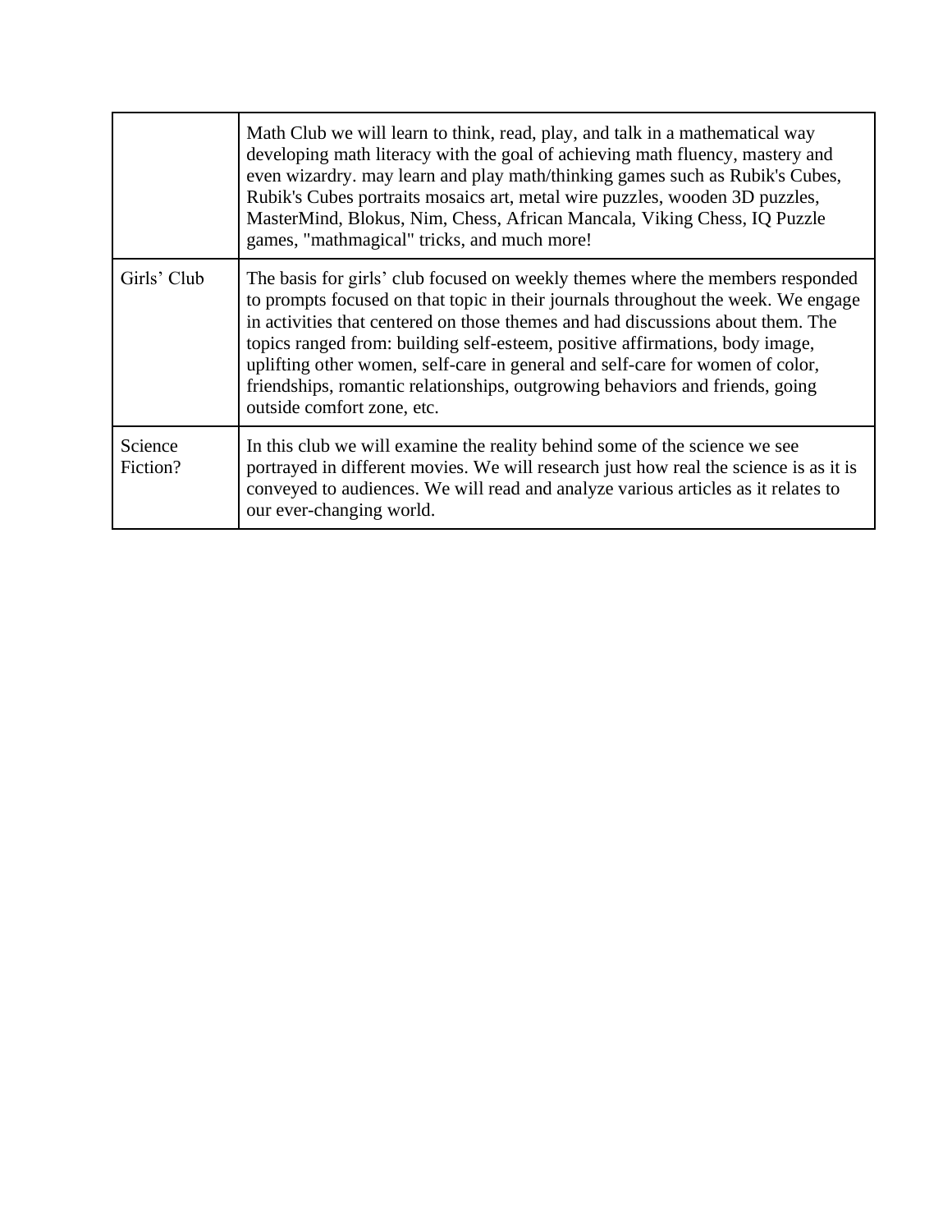| | |
|---|---|
| | Math Club we will learn to think, read, play, and talk in a mathematical way developing math literacy with the goal of achieving math fluency, mastery and even wizardry. may learn and play math/thinking games such as Rubik's Cubes, Rubik's Cubes portraits mosaics art, metal wire puzzles, wooden 3D puzzles, MasterMind, Blokus, Nim, Chess, African Mancala, Viking Chess, IQ Puzzle games, "mathmagical" tricks, and much more! |
| Girls' Club | The basis for girls' club focused on weekly themes where the members responded to prompts focused on that topic in their journals throughout the week. We engage in activities that centered on those themes and had discussions about them. The topics ranged from: building self-esteem, positive affirmations, body image, uplifting other women, self-care in general and self-care for women of color, friendships, romantic relationships, outgrowing behaviors and friends, going outside comfort zone, etc. |
| Science Fiction? | In this club we will examine the reality behind some of the science we see portrayed in different movies. We will research just how real the science is as it is conveyed to audiences. We will read and analyze various articles as it relates to our ever-changing world. |